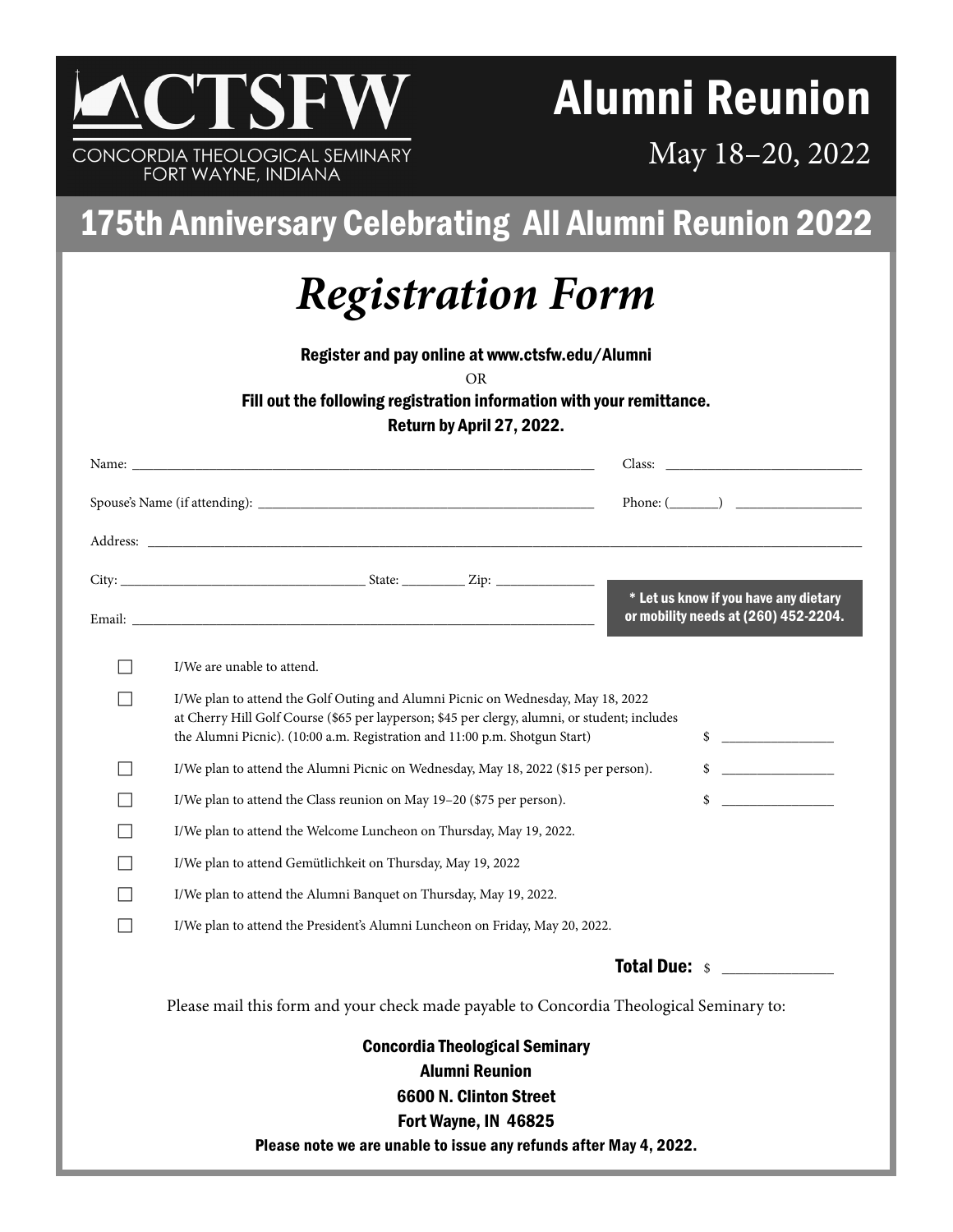# CTSFW

CONCORDIA THEOLOGICAL SEMINARY
FORT WAYNE, INDIANA

# Alumni Reunion

May 18–20, 2022

## 175th Anniversary Celebrating All Alumni Reunion 2022

# *Registration Form*

**Register and pay online at www.ctsfw.edu/Alumni**

OR

**Fill out the following registration information with your remittance.**

**Return by April 27, 2022.**

Name: ______________________________ Class: ______________________________

Spouse's Name (if attending): ______________________________ Phone: (_______) ______________________________

Address: ______________________________

City: ______________________________ State: _________ Zip: ______________

Email: ______________________________

**\* Let us know if you have any dietary or mobility needs at (260) 452-2204.**

- ☐ I/We are unable to attend.
- ☐ I/We plan to attend the Golf Outing and Alumni Picnic on Wednesday, May 18, 2022 at Cherry Hill Golf Course ($65 per layperson; $45 per clergy, alumni, or student; includes the Alumni Picnic). (10:00 a.m. Registration and 11:00 p.m. Shotgun Start) $ ______________
- ☐ I/We plan to attend the Alumni Picnic on Wednesday, May 18, 2022 ($15 per person). $ ______________
- ☐ I/We plan to attend the Class reunion on May 19–20 ($75 per person). $ ______________
- ☐ I/We plan to attend the Welcome Luncheon on Thursday, May 19, 2022.
- ☐ I/We plan to attend Gemütlichkeit on Thursday, May 19, 2022
- ☐ I/We plan to attend the Alumni Banquet on Thursday, May 19, 2022.
- ☐ I/We plan to attend the President's Alumni Luncheon on Friday, May 20, 2022.

**Total Due:** $ ______________

Please mail this form and your check made payable to Concordia Theological Seminary to:

**Concordia Theological Seminary**
**Alumni Reunion**
**6600 N. Clinton Street**
**Fort Wayne, IN 46825**

**Please note we are unable to issue any refunds after May 4, 2022.**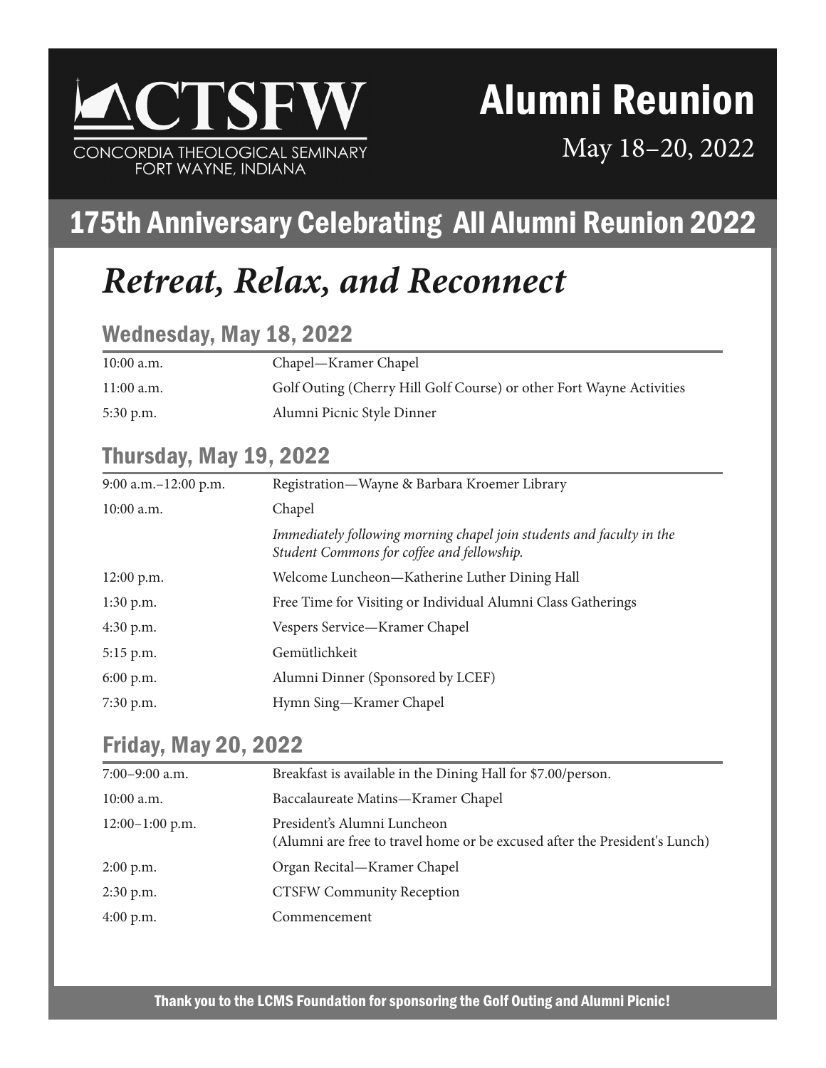CTSFW
CONCORDIA THEOLOGICAL SEMINARY
FORT WAYNE, INDIANA

# Alumni Reunion

May 18–20, 2022

## 175th Anniversary Celebrating All Alumni Reunion 2022

# *Retreat, Relax, and Reconnect*

### Wednesday, May 18, 2022

| | |
|---|---|
| 10:00 a.m. | Chapel—Kramer Chapel |
| 11:00 a.m. | Golf Outing (Cherry Hill Golf Course) or other Fort Wayne Activities |
| 5:30 p.m. | Alumni Picnic Style Dinner |

### Thursday, May 19, 2022

| | |
|---|---|
| 9:00 a.m.–12:00 p.m. | Registration—Wayne & Barbara Kroemer Library |
| 10:00 a.m. | Chapel |
| | *Immediately following morning chapel join students and faculty in the Student Commons for coffee and fellowship.* |
| 12:00 p.m. | Welcome Luncheon—Katherine Luther Dining Hall |
| 1:30 p.m. | Free Time for Visiting or Individual Alumni Class Gatherings |
| 4:30 p.m. | Vespers Service—Kramer Chapel |
| 5:15 p.m. | Gemütlichkeit |
| 6:00 p.m. | Alumni Dinner (Sponsored by LCEF) |
| 7:30 p.m. | Hymn Sing—Kramer Chapel |

### Friday, May 20, 2022

| | |
|---|---|
| 7:00–9:00 a.m. | Breakfast is available in the Dining Hall for $7.00/person. |
| 10:00 a.m. | Baccalaureate Matins—Kramer Chapel |
| 12:00–1:00 p.m. | President's Alumni Luncheon (Alumni are free to travel home or be excused after the President's Lunch) |
| 2:00 p.m. | Organ Recital—Kramer Chapel |
| 2:30 p.m. | CTSFW Community Reception |
| 4:00 p.m. | Commencement |

**Thank you to the LCMS Foundation for sponsoring the Golf Outing and Alumni Picnic!**